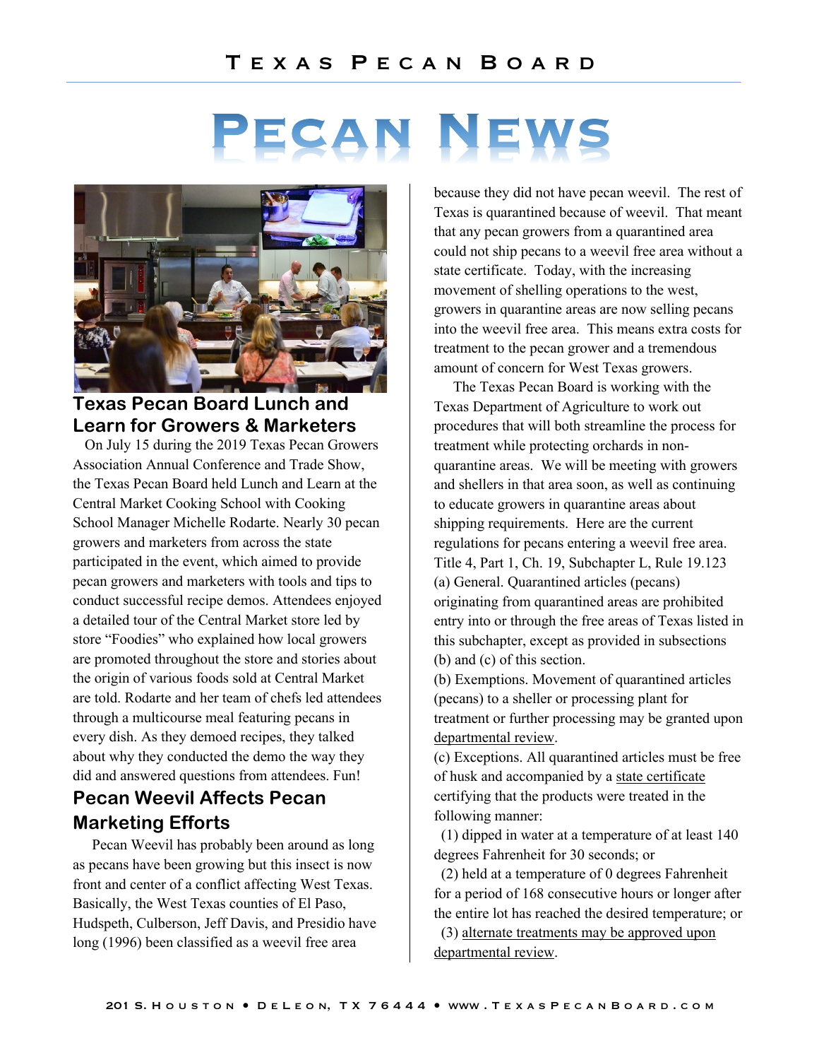# Texas Pecan Board

# Pecan News

## Texas Pecan Board Lunch and Learn for Growers & Marketers

On July 15 during the 2019 Texas Pecan Growers Association Annual Conference and Trade Show, the Texas Pecan Board held Lunch and Learn at the Central Market Cooking School with Cooking School Manager Michelle Rodarte. Nearly 30 pecan growers and marketers from across the state participated in the event, which aimed to provide pecan growers and marketers with tools and tips to conduct successful recipe demos. Attendees enjoyed a detailed tour of the Central Market store led by store "Foodies" who explained how local growers are promoted throughout the store and stories about the origin of various foods sold at Central Market are told. Rodarte and her team of chefs led attendees through a multicourse meal featuring pecans in every dish. As they demoed recipes, they talked about why they conducted the demo the way they did and answered questions from attendees. Fun!

## Pecan Weevil Affects Pecan Marketing Efforts

Pecan Weevil has probably been around as long as pecans have been growing but this insect is now front and center of a conflict affecting West Texas. Basically, the West Texas counties of El Paso, Hudspeth, Culberson, Jeff Davis, and Presidio have long (1996) been classified as a weevil free area because they did not have pecan weevil. The rest of Texas is quarantined because of weevil. That meant that any pecan growers from a quarantined area could not ship pecans to a weevil free area without a state certificate. Today, with the increasing movement of shelling operations to the west, growers in quarantine areas are now selling pecans into the weevil free area. This means extra costs for treatment to the pecan grower and a tremendous amount of concern for West Texas growers.

The Texas Pecan Board is working with the Texas Department of Agriculture to work out procedures that will both streamline the process for treatment while protecting orchards in non-quarantine areas. We will be meeting with growers and shellers in that area soon, as well as continuing to educate growers in quarantine areas about shipping requirements. Here are the current regulations for pecans entering a weevil free area.

Title 4, Part 1, Ch. 19, Subchapter L, Rule 19.123

(a) General. Quarantined articles (pecans) originating from quarantined areas are prohibited entry into or through the free areas of Texas listed in this subchapter, except as provided in subsections (b) and (c) of this section.

(b) Exemptions. Movement of quarantined articles (pecans) to a sheller or processing plant for treatment or further processing may be granted upon departmental review.

(c) Exceptions. All quarantined articles must be free of husk and accompanied by a state certificate certifying that the products were treated in the following manner:

(1) dipped in water at a temperature of at least 140 degrees Fahrenheit for 30 seconds; or

(2) held at a temperature of 0 degrees Fahrenheit for a period of 168 consecutive hours or longer after the entire lot has reached the desired temperature; or

(3) alternate treatments may be approved upon departmental review.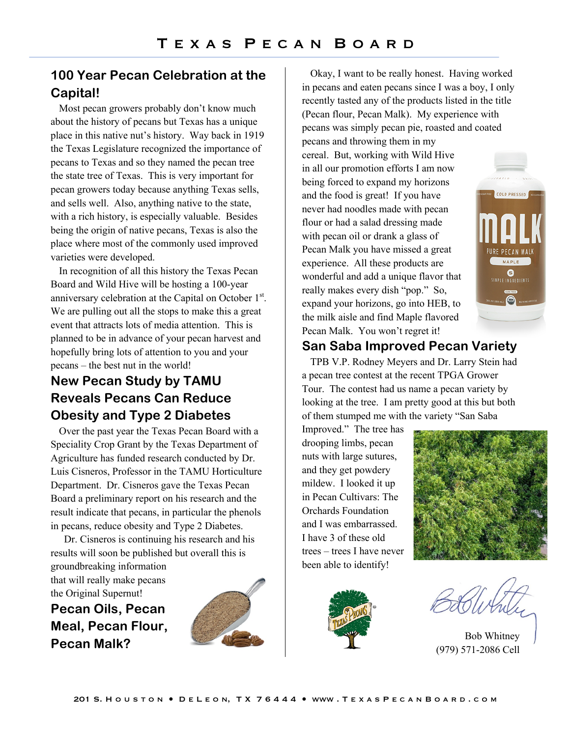## 100 Year Pecan Celebration at the Capital!

Most pecan growers probably don't know much about the history of pecans but Texas has a unique place in this native nut's history. Way back in 1919 the Texas Legislature recognized the importance of pecans to Texas and so they named the pecan tree the state tree of Texas. This is very important for pecan growers today because anything Texas sells, and sells well. Also, anything native to the state, with a rich history, is especially valuable. Besides being the origin of native pecans, Texas is also the place where most of the commonly used improved varieties were developed.

In recognition of all this history the Texas Pecan Board and Wild Hive will be hosting a 100-year anniversary celebration at the Capital on October 1st. We are pulling out all the stops to make this a great event that attracts lots of media attention. This is planned to be in advance of your pecan harvest and hopefully bring lots of attention to you and your pecans – the best nut in the world!

## New Pecan Study by TAMU Reveals Pecans Can Reduce Obesity and Type 2 Diabetes

Over the past year the Texas Pecan Board with a Speciality Crop Grant by the Texas Department of Agriculture has funded research conducted by Dr. Luis Cisneros, Professor in the TAMU Horticulture Department. Dr. Cisneros gave the Texas Pecan Board a preliminary report on his research and the result indicate that pecans, in particular the phenols in pecans, reduce obesity and Type 2 Diabetes.

Dr. Cisneros is continuing his research and his results will soon be published but overall this is groundbreaking information that will really make pecans the Original Supernut!

## Pecan Oils, Pecan Meal, Pecan Flour, Pecan Malk?

Okay, I want to be really honest. Having worked in pecans and eaten pecans since I was a boy, I only recently tasted any of the products listed in the title (Pecan flour, Pecan Malk). My experience with pecans was simply pecan pie, roasted and coated pecans and throwing them in my cereal. But, working with Wild Hive in all our promotion efforts I am now being forced to expand my horizons and the food is great! If you have never had noodles made with pecan flour or had a salad dressing made with pecan oil or drank a glass of Pecan Malk you have missed a great experience. All these products are wonderful and add a unique flavor that really makes every dish "pop." So, expand your horizons, go into HEB, to the milk aisle and find Maple flavored Pecan Malk. You won't regret it!

## San Saba Improved Pecan Variety

TPB V.P. Rodney Meyers and Dr. Larry Stein had a pecan tree contest at the recent TPGA Grower Tour. The contest had us name a pecan variety by looking at the tree. I am pretty good at this but both of them stumped me with the variety "San Saba Improved." The tree has drooping limbs, pecan nuts with large sutures, and they get powdery mildew. I looked it up in Pecan Cultivars: The Orchards Foundation and I was embarrassed. I have 3 of these old trees – trees I have never been able to identify!

Bob Whitney
(979) 571-2086 Cell